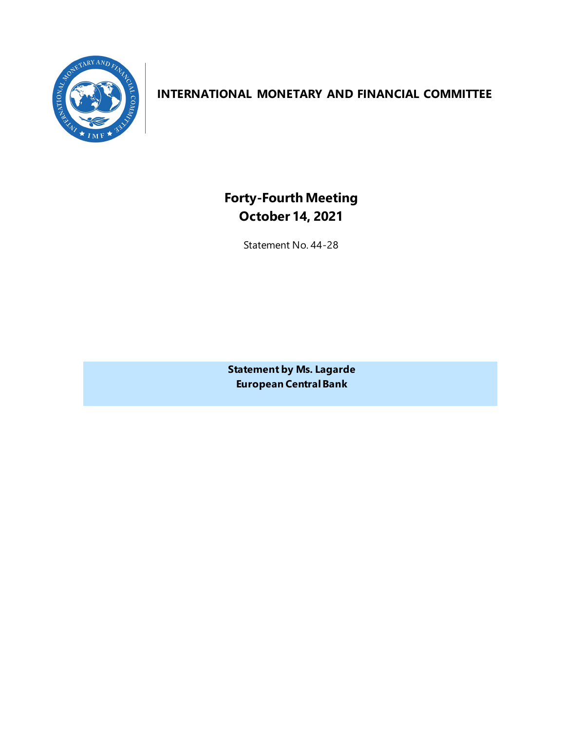**INTERNATIONAL MONETARY AND FINANCIAL COMMITTEE**

# Forty-Fourth Meeting
# October 14, 2021

Statement No. 44-28

**Statement by Ms. Lagarde**
**European Central Bank**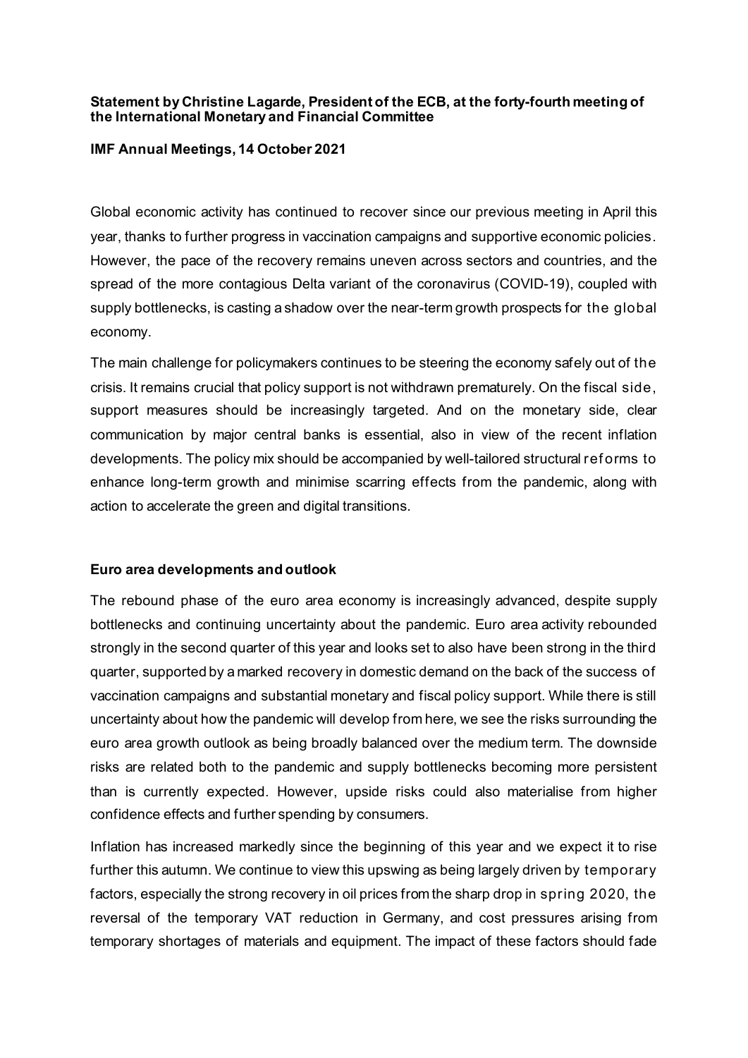**Statement by Christine Lagarde, President of the ECB, at the forty-fourth meeting of the International Monetary and Financial Committee**

**IMF Annual Meetings, 14 October 2021**

Global economic activity has continued to recover since our previous meeting in April this year, thanks to further progress in vaccination campaigns and supportive economic policies. However, the pace of the recovery remains uneven across sectors and countries, and the spread of the more contagious Delta variant of the coronavirus (COVID-19), coupled with supply bottlenecks, is casting a shadow over the near-term growth prospects for the global economy.

The main challenge for policymakers continues to be steering the economy safely out of the crisis. It remains crucial that policy support is not withdrawn prematurely. On the fiscal side, support measures should be increasingly targeted. And on the monetary side, clear communication by major central banks is essential, also in view of the recent inflation developments. The policy mix should be accompanied by well-tailored structural reforms to enhance long-term growth and minimise scarring effects from the pandemic, along with action to accelerate the green and digital transitions.

**Euro area developments and outlook**

The rebound phase of the euro area economy is increasingly advanced, despite supply bottlenecks and continuing uncertainty about the pandemic. Euro area activity rebounded strongly in the second quarter of this year and looks set to also have been strong in the third quarter, supported by a marked recovery in domestic demand on the back of the success of vaccination campaigns and substantial monetary and fiscal policy support. While there is still uncertainty about how the pandemic will develop from here, we see the risks surrounding the euro area growth outlook as being broadly balanced over the medium term. The downside risks are related both to the pandemic and supply bottlenecks becoming more persistent than is currently expected. However, upside risks could also materialise from higher confidence effects and further spending by consumers.

Inflation has increased markedly since the beginning of this year and we expect it to rise further this autumn. We continue to view this upswing as being largely driven by temporary factors, especially the strong recovery in oil prices from the sharp drop in spring 2020, the reversal of the temporary VAT reduction in Germany, and cost pressures arising from temporary shortages of materials and equipment. The impact of these factors should fade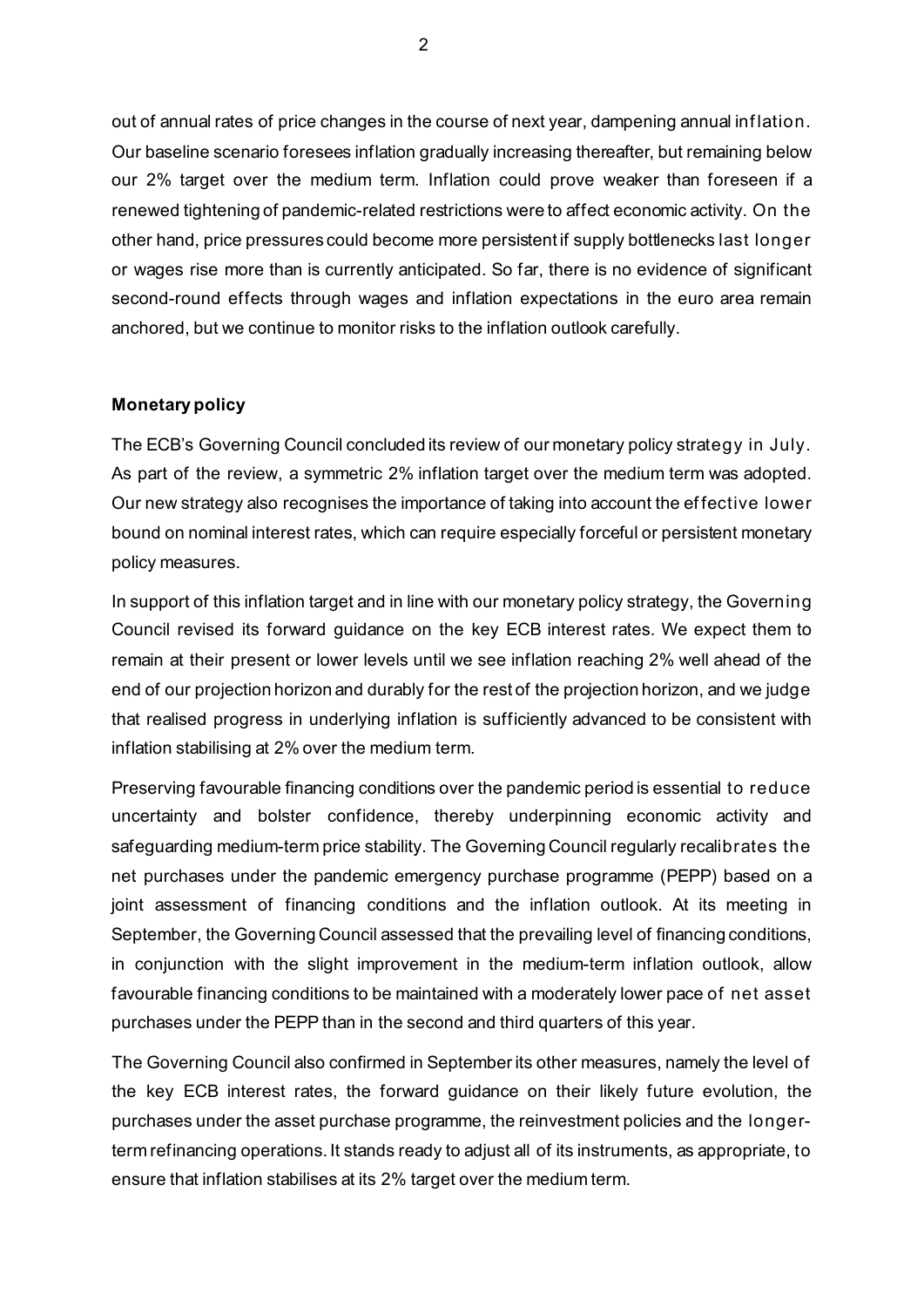out of annual rates of price changes in the course of next year, dampening annual inflation. Our baseline scenario foresees inflation gradually increasing thereafter, but remaining below our 2% target over the medium term. Inflation could prove weaker than foreseen if a renewed tightening of pandemic-related restrictions were to affect economic activity. On the other hand, price pressures could become more persistent if supply bottlenecks last longer or wages rise more than is currently anticipated. So far, there is no evidence of significant second-round effects through wages and inflation expectations in the euro area remain anchored, but we continue to monitor risks to the inflation outlook carefully.

**Monetary policy**

The ECB's Governing Council concluded its review of our monetary policy strategy in July. As part of the review, a symmetric 2% inflation target over the medium term was adopted. Our new strategy also recognises the importance of taking into account the effective lower bound on nominal interest rates, which can require especially forceful or persistent monetary policy measures.

In support of this inflation target and in line with our monetary policy strategy, the Governing Council revised its forward guidance on the key ECB interest rates. We expect them to remain at their present or lower levels until we see inflation reaching 2% well ahead of the end of our projection horizon and durably for the rest of the projection horizon, and we judge that realised progress in underlying inflation is sufficiently advanced to be consistent with inflation stabilising at 2% over the medium term.

Preserving favourable financing conditions over the pandemic period is essential to reduce uncertainty and bolster confidence, thereby underpinning economic activity and safeguarding medium-term price stability. The Governing Council regularly recalibrates the net purchases under the pandemic emergency purchase programme (PEPP) based on a joint assessment of financing conditions and the inflation outlook. At its meeting in September, the Governing Council assessed that the prevailing level of financing conditions, in conjunction with the slight improvement in the medium-term inflation outlook, allow favourable financing conditions to be maintained with a moderately lower pace of net asset purchases under the PEPP than in the second and third quarters of this year.

The Governing Council also confirmed in September its other measures, namely the level of the key ECB interest rates, the forward guidance on their likely future evolution, the purchases under the asset purchase programme, the reinvestment policies and the longer-term refinancing operations. It stands ready to adjust all of its instruments, as appropriate, to ensure that inflation stabilises at its 2% target over the medium term.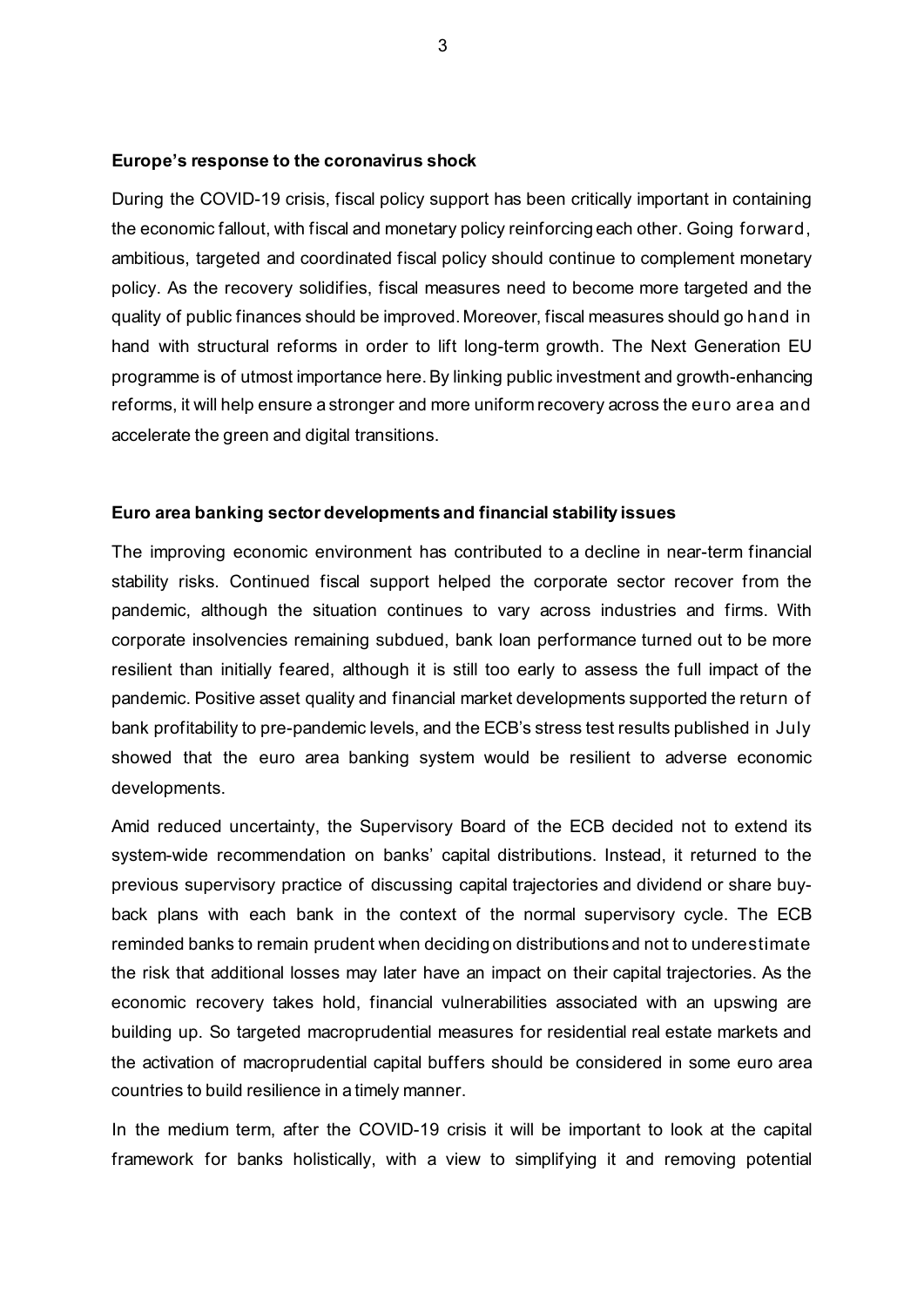**Europe's response to the coronavirus shock**

During the COVID-19 crisis, fiscal policy support has been critically important in containing the economic fallout, with fiscal and monetary policy reinforcing each other. Going forward, ambitious, targeted and coordinated fiscal policy should continue to complement monetary policy. As the recovery solidifies, fiscal measures need to become more targeted and the quality of public finances should be improved. Moreover, fiscal measures should go hand in hand with structural reforms in order to lift long-term growth. The Next Generation EU programme is of utmost importance here. By linking public investment and growth-enhancing reforms, it will help ensure a stronger and more uniform recovery across the euro area and accelerate the green and digital transitions.

**Euro area banking sector developments and financial stability issues**

The improving economic environment has contributed to a decline in near-term financial stability risks. Continued fiscal support helped the corporate sector recover from the pandemic, although the situation continues to vary across industries and firms. With corporate insolvencies remaining subdued, bank loan performance turned out to be more resilient than initially feared, although it is still too early to assess the full impact of the pandemic. Positive asset quality and financial market developments supported the return of bank profitability to pre-pandemic levels, and the ECB's stress test results published in July showed that the euro area banking system would be resilient to adverse economic developments.

Amid reduced uncertainty, the Supervisory Board of the ECB decided not to extend its system-wide recommendation on banks' capital distributions. Instead, it returned to the previous supervisory practice of discussing capital trajectories and dividend or share buy-back plans with each bank in the context of the normal supervisory cycle. The ECB reminded banks to remain prudent when deciding on distributions and not to underestimate the risk that additional losses may later have an impact on their capital trajectories. As the economic recovery takes hold, financial vulnerabilities associated with an upswing are building up. So targeted macroprudential measures for residential real estate markets and the activation of macroprudential capital buffers should be considered in some euro area countries to build resilience in a timely manner.

In the medium term, after the COVID-19 crisis it will be important to look at the capital framework for banks holistically, with a view to simplifying it and removing potential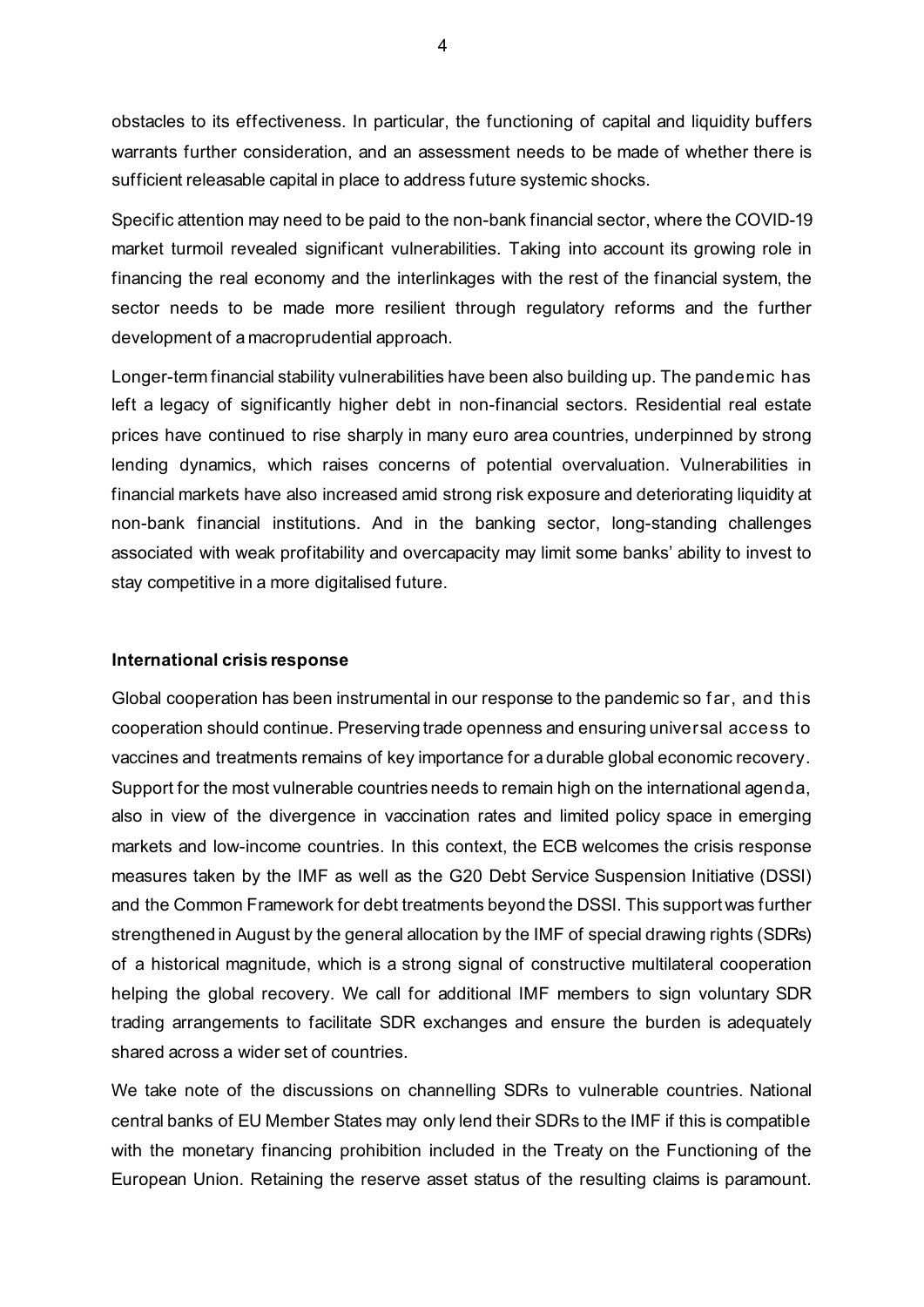obstacles to its effectiveness. In particular, the functioning of capital and liquidity buffers warrants further consideration, and an assessment needs to be made of whether there is sufficient releasable capital in place to address future systemic shocks.

Specific attention may need to be paid to the non-bank financial sector, where the COVID-19 market turmoil revealed significant vulnerabilities. Taking into account its growing role in financing the real economy and the interlinkages with the rest of the financial system, the sector needs to be made more resilient through regulatory reforms and the further development of a macroprudential approach.

Longer-term financial stability vulnerabilities have been also building up. The pandemic has left a legacy of significantly higher debt in non-financial sectors. Residential real estate prices have continued to rise sharply in many euro area countries, underpinned by strong lending dynamics, which raises concerns of potential overvaluation. Vulnerabilities in financial markets have also increased amid strong risk exposure and deteriorating liquidity at non-bank financial institutions. And in the banking sector, long-standing challenges associated with weak profitability and overcapacity may limit some banks' ability to invest to stay competitive in a more digitalised future.

**International crisis response**

Global cooperation has been instrumental in our response to the pandemic so far, and this cooperation should continue. Preserving trade openness and ensuring universal access to vaccines and treatments remains of key importance for a durable global economic recovery. Support for the most vulnerable countries needs to remain high on the international agenda, also in view of the divergence in vaccination rates and limited policy space in emerging markets and low-income countries. In this context, the ECB welcomes the crisis response measures taken by the IMF as well as the G20 Debt Service Suspension Initiative (DSSI) and the Common Framework for debt treatments beyond the DSSI. This support was further strengthened in August by the general allocation by the IMF of special drawing rights (SDRs) of a historical magnitude, which is a strong signal of constructive multilateral cooperation helping the global recovery. We call for additional IMF members to sign voluntary SDR trading arrangements to facilitate SDR exchanges and ensure the burden is adequately shared across a wider set of countries.

We take note of the discussions on channelling SDRs to vulnerable countries. National central banks of EU Member States may only lend their SDRs to the IMF if this is compatible with the monetary financing prohibition included in the Treaty on the Functioning of the European Union. Retaining the reserve asset status of the resulting claims is paramount.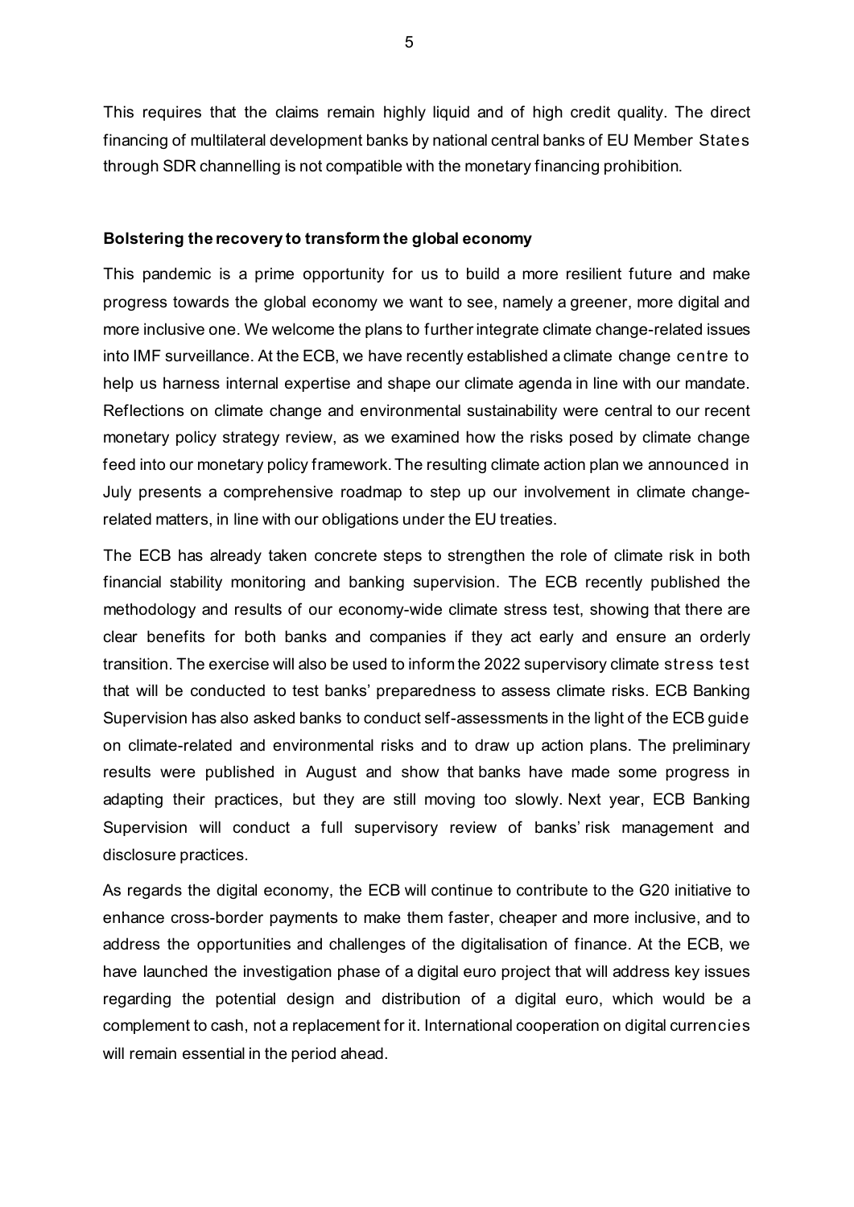This requires that the claims remain highly liquid and of high credit quality. The direct financing of multilateral development banks by national central banks of EU Member States through SDR channelling is not compatible with the monetary financing prohibition.

**Bolstering the recovery to transform the global economy**

This pandemic is a prime opportunity for us to build a more resilient future and make progress towards the global economy we want to see, namely a greener, more digital and more inclusive one. We welcome the plans to further integrate climate change-related issues into IMF surveillance. At the ECB, we have recently established a climate change centre to help us harness internal expertise and shape our climate agenda in line with our mandate. Reflections on climate change and environmental sustainability were central to our recent monetary policy strategy review, as we examined how the risks posed by climate change feed into our monetary policy framework. The resulting climate action plan we announced in July presents a comprehensive roadmap to step up our involvement in climate change-related matters, in line with our obligations under the EU treaties.

The ECB has already taken concrete steps to strengthen the role of climate risk in both financial stability monitoring and banking supervision. The ECB recently published the methodology and results of our economy-wide climate stress test, showing that there are clear benefits for both banks and companies if they act early and ensure an orderly transition. The exercise will also be used to inform the 2022 supervisory climate stress test that will be conducted to test banks' preparedness to assess climate risks. ECB Banking Supervision has also asked banks to conduct self-assessments in the light of the ECB guide on climate-related and environmental risks and to draw up action plans. The preliminary results were published in August and show that banks have made some progress in adapting their practices, but they are still moving too slowly. Next year, ECB Banking Supervision will conduct a full supervisory review of banks' risk management and disclosure practices.

As regards the digital economy, the ECB will continue to contribute to the G20 initiative to enhance cross-border payments to make them faster, cheaper and more inclusive, and to address the opportunities and challenges of the digitalisation of finance. At the ECB, we have launched the investigation phase of a digital euro project that will address key issues regarding the potential design and distribution of a digital euro, which would be a complement to cash, not a replacement for it. International cooperation on digital currencies will remain essential in the period ahead.